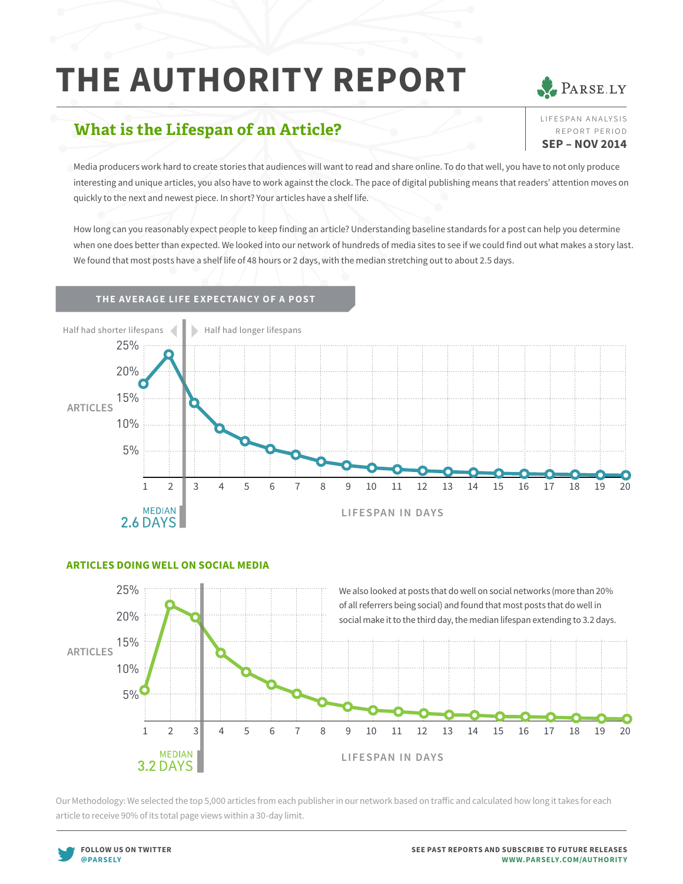# THE AUTHORITY REPORT

PARSE.LY

LIFESPAN ANALYSIS
REPORT PERIOD
**SEP – NOV 2014**

## What is the Lifespan of an Article?

Media producers work hard to create stories that audiences will want to read and share online. To do that well, you have to not only produce interesting and unique articles, you also have to work against the clock. The pace of digital publishing means that readers' attention moves on quickly to the next and newest piece. In short? Your articles have a shelf life.

How long can you reasonably expect people to keep finding an article? Understanding baseline standards for a post can help you determine when one does better than expected. We looked into our network of hundreds of media sites to see if we could find out what makes a story last. We found that most posts have a shelf life of 48 hours or 2 days, with the median stretching out to about 2.5 days.

### THE AVERAGE LIFE EXPECTANCY OF A POST

Half had shorter lifespans | Half had longer lifespans

ARTICLES: 25%, 20%, 15%, 10%, 5%

LIFESPAN IN DAYS: 1 2 3 4 5 6 7 8 9 10 11 12 13 14 15 16 17 18 19 20

MEDIAN
2.6 DAYS

### ARTICLES DOING WELL ON SOCIAL MEDIA

We also looked at posts that do well on social networks (more than 20% of all referrers being social) and found that most posts that do well in social make it to the third day, the median lifespan extending to 3.2 days.

ARTICLES: 25%, 20%, 15%, 10%, 5%

LIFESPAN IN DAYS: 1 2 3 4 5 6 7 8 9 10 11 12 13 14 15 16 17 18 19 20

MEDIAN
3.2 DAYS

Our Methodology: We selected the top 5,000 articles from each publisher in our network based on traffic and calculated how long it takes for each article to receive 90% of its total page views within a 30-day limit.

**FOLLOW US ON TWITTER**
**@PARSELY**

**SEE PAST REPORTS AND SUBSCRIBE TO FUTURE RELEASES**
**WWW.PARSELY.COM/AUTHORITY**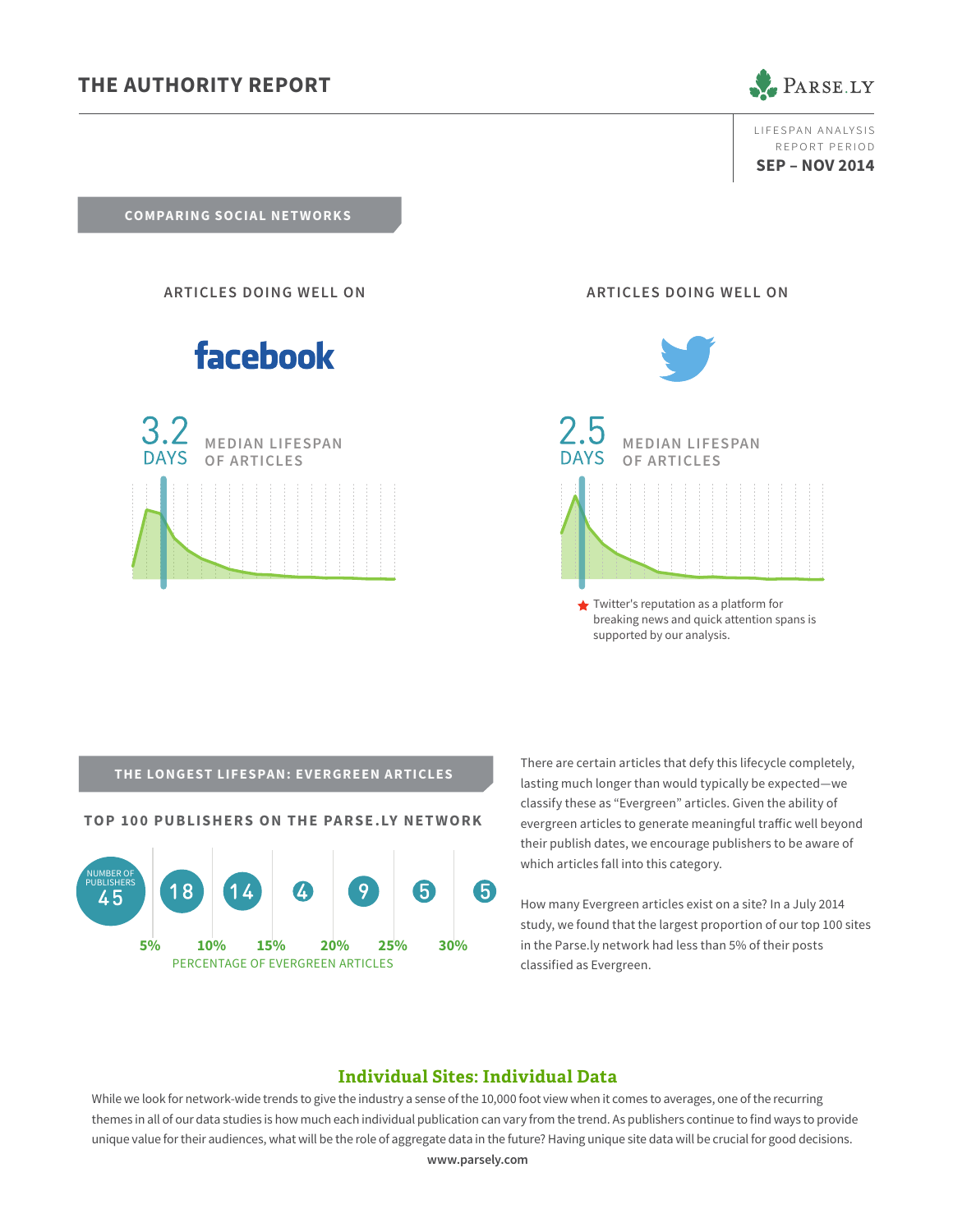# THE AUTHORITY REPORT

LIFESPAN ANALYSIS
REPORT PERIOD
**SEP – NOV 2014**

## COMPARING SOCIAL NETWORKS

### ARTICLES DOING WELL ON facebook

**3.2 DAYS** MEDIAN LIFESPAN OF ARTICLES

### ARTICLES DOING WELL ON Twitter

**2.5 DAYS** MEDIAN LIFESPAN OF ARTICLES

★ Twitter's reputation as a platform for breaking news and quick attention spans is supported by our analysis.

## THE LONGEST LIFESPAN: EVERGREEN ARTICLES

### TOP 100 PUBLISHERS ON THE PARSE.LY NETWORK

| PERCENTAGE OF EVERGREEN ARTICLES | 5% | 10% | 15% | 20% | 25% | 30% | |
|---|---|---|---|---|---|---|---|
| NUMBER OF PUBLISHERS | 45 | 18 | 14 | 4 | 9 | 5 | 5 |

There are certain articles that defy this lifecycle completely, lasting much longer than would typically be expected—we classify these as "Evergreen" articles. Given the ability of evergreen articles to generate meaningful traffic well beyond their publish dates, we encourage publishers to be aware of which articles fall into this category.

How many Evergreen articles exist on a site? In a July 2014 study, we found that the largest proportion of our top 100 sites in the Parse.ly network had less than 5% of their posts classified as Evergreen.

## Individual Sites: Individual Data

While we look for network-wide trends to give the industry a sense of the 10,000 foot view when it comes to averages, one of the recurring themes in all of our data studies is how much each individual publication can vary from the trend. As publishers continue to find ways to provide unique value for their audiences, what will be the role of aggregate data in the future? Having unique site data will be crucial for good decisions.

**www.parsely.com**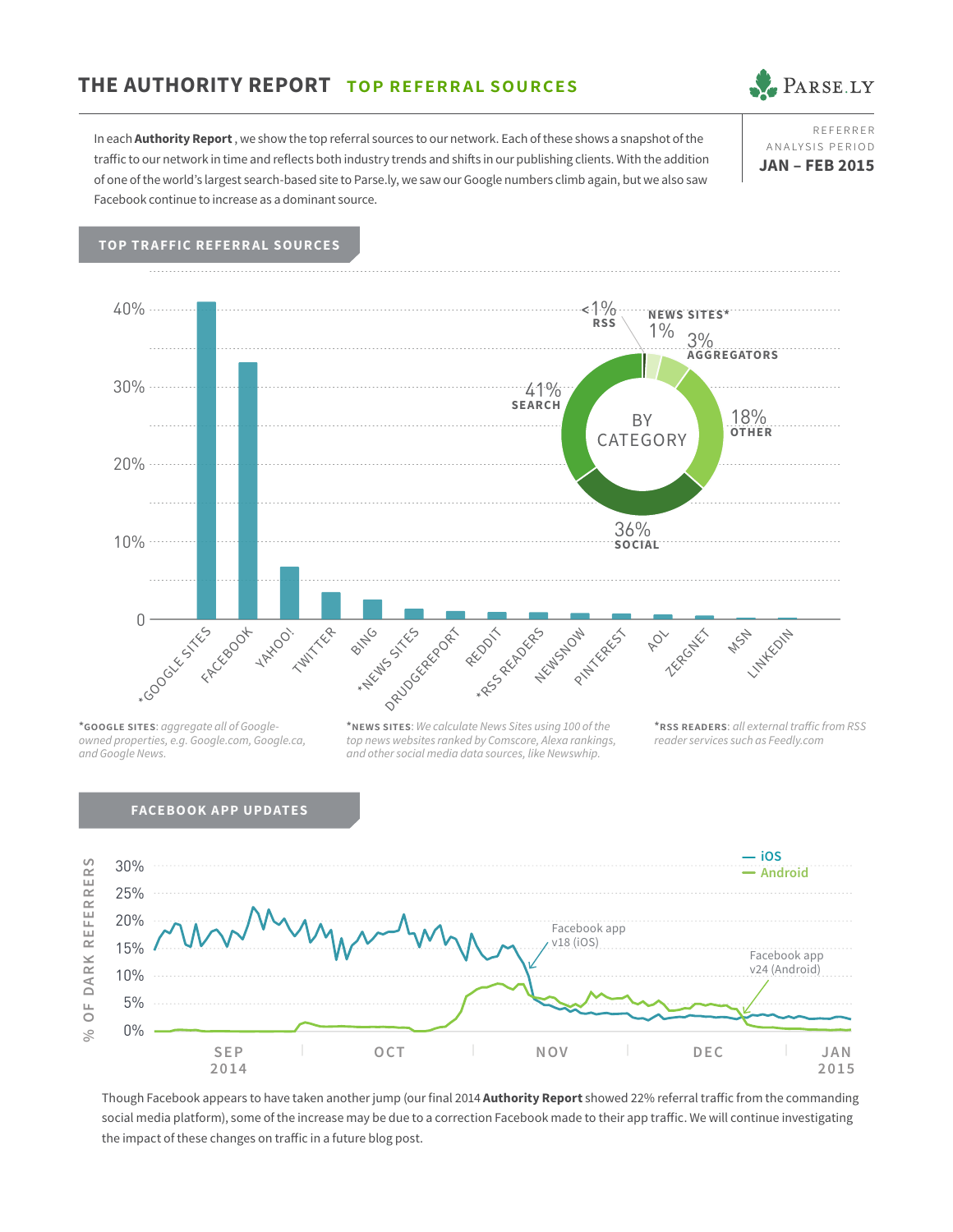# THE AUTHORITY REPORT TOP REFERRAL SOURCES

PARSE.LY

REFERRER ANALYSIS PERIOD
**JAN – FEB 2015**

In each **Authority Report**, we show the top referral sources to our network. Each of these shows a snapshot of the traffic to our network in time and reflects both industry trends and shifts in our publishing clients. With the addition of one of the world's largest search-based site to Parse.ly, we saw our Google numbers climb again, but we also saw Facebook continue to increase as a dominant source.

## TOP TRAFFIC REFERRAL SOURCES

40%
30%
20%
10%
0

*GOOGLE SITES
FACEBOOK
YAHOO!
TWITTER
BING
*NEWS SITES
DRUDGEREPORT
REDDIT
*RSS READERS
NEWSNOW
PINTEREST
AOL
ZERGNET
MSN
LINKEDIN

BY CATEGORY

<1% RSS
1% NEWS SITES*
3% AGGREGATORS
18% OTHER
36% SOCIAL
41% SEARCH

***GOOGLE SITES**: *aggregate all of Google-owned properties, e.g. Google.com, Google.ca, and Google News.*

***NEWS SITES**: *We calculate News Sites using 100 of the top news websites ranked by Comscore, Alexa rankings, and other social media data sources, like Newswhip.*

***RSS READERS**: *all external traffic from RSS reader services such as Feedly.com*

## FACEBOOK APP UPDATES

% OF DARK REFERRERS

30%
25%
20%
15%
10%
5%
0%

SEP 2014
OCT
NOV
DEC
JAN 2015

— iOS
— Android

Facebook app v18 (iOS)

Facebook app v24 (Android)

Though Facebook appears to have taken another jump (our final 2014 **Authority Report** showed 22% referral traffic from the commanding social media platform), some of the increase may be due to a correction Facebook made to their app traffic. We will continue investigating the impact of these changes on traffic in a future blog post.